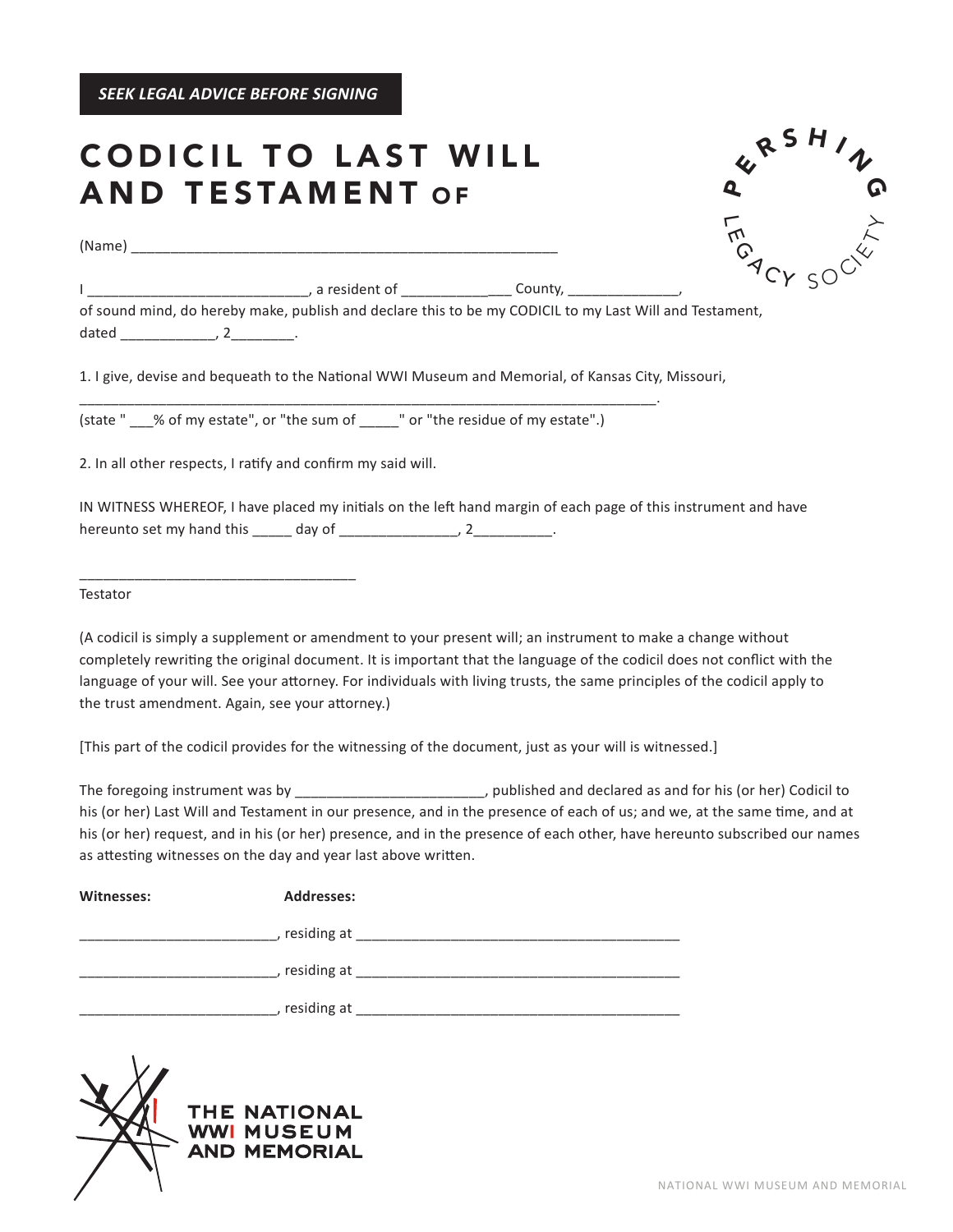**SEEK LEGAL ADVICE BEFORE SIGNING**

# CODICIL TO LAST WILL AND TESTAMENT OF

PERSHING LEGACY SOCIETY

(Name) ______________________________________________________

I ____________________________, a resident of ______________ County, ______________, of sound mind, do hereby make, publish and declare this to be my CODICIL to my Last Will and Testament, dated ____________, 2________.

1. I give, devise and bequeath to the National WWI Museum and Memorial, of Kansas City, Missouri, ___________________________________________________________________________.
(state " ___% of my estate", or "the sum of _____" or "the residue of my estate".)

2. In all other respects, I ratify and confirm my said will.

IN WITNESS WHEREOF, I have placed my initials on the left hand margin of each page of this instrument and have hereunto set my hand this _____ day of _______________, 2__________.

___________________________________
Testator

(A codicil is simply a supplement or amendment to your present will; an instrument to make a change without completely rewriting the original document. It is important that the language of the codicil does not conflict with the language of your will. See your attorney. For individuals with living trusts, the same principles of the codicil apply to the trust amendment. Again, see your attorney.)

[This part of the codicil provides for the witnessing of the document, just as your will is witnessed.]

The foregoing instrument was by ________________________, published and declared as and for his (or her) Codicil to his (or her) Last Will and Testament in our presence, and in the presence of each of us; and we, at the same time, and at his (or her) request, and in his (or her) presence, and in the presence of each other, have hereunto subscribed our names as attesting witnesses on the day and year last above written.

**Witnesses:** **Addresses:**

_________________________, residing at __________________________________________

_________________________, residing at __________________________________________

_________________________, residing at __________________________________________

THE NATIONAL WWI MUSEUM AND MEMORIAL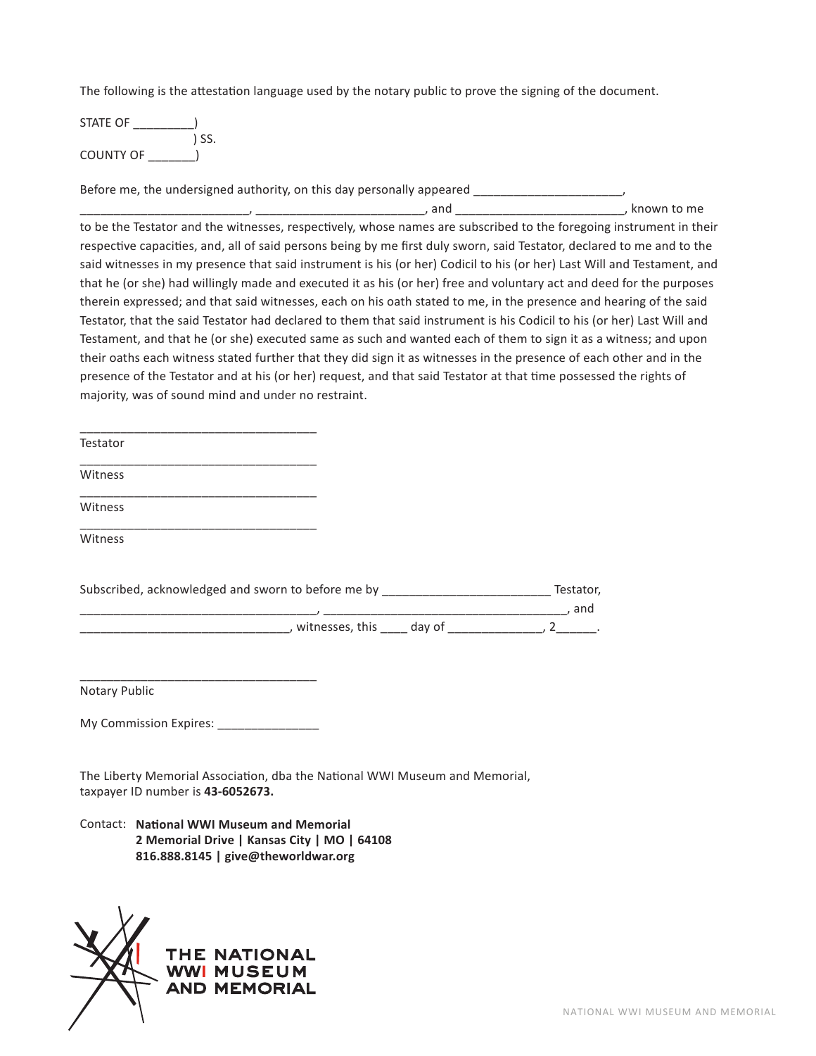The following is the attestation language used by the notary public to prove the signing of the document.

STATE OF _________)  
) SS.  
COUNTY OF _______)

Before me, the undersigned authority, on this day personally appeared ______________________, ________________________, ________________________, and ________________________, known to me to be the Testator and the witnesses, respectively, whose names are subscribed to the foregoing instrument in their respective capacities, and, all of said persons being by me first duly sworn, said Testator, declared to me and to the said witnesses in my presence that said instrument is his (or her) Codicil to his (or her) Last Will and Testament, and that he (or she) had willingly made and executed it as his (or her) free and voluntary act and deed for the purposes therein expressed; and that said witnesses, each on his oath stated to me, in the presence and hearing of the said Testator, that the said Testator had declared to them that said instrument is his Codicil to his (or her) Last Will and Testament, and that he (or she) executed same as such and wanted each of them to sign it as a witness; and upon their oaths each witness stated further that they did sign it as witnesses in the presence of each other and in the presence of the Testator and at his (or her) request, and that said Testator at that time possessed the rights of majority, was of sound mind and under no restraint.

___________________________________  
Testator

___________________________________  
Witness

___________________________________  
Witness

___________________________________  
Witness

Subscribed, acknowledged and sworn to before me by _________________________ Testator, ___________________________________, ___________________________________, and ______________________________, witnesses, this ____ day of ______________, 2______.

___________________________________  
Notary Public

My Commission Expires: _______________

The Liberty Memorial Association, dba the National WWI Museum and Memorial, taxpayer ID number is **43-6052673.**

Contact: **National WWI Museum and Memorial**  
**2 Memorial Drive | Kansas City | MO | 64108**  
**816.888.8145 | give@theworldwar.org**

THE NATIONAL WWI MUSEUM AND MEMORIAL